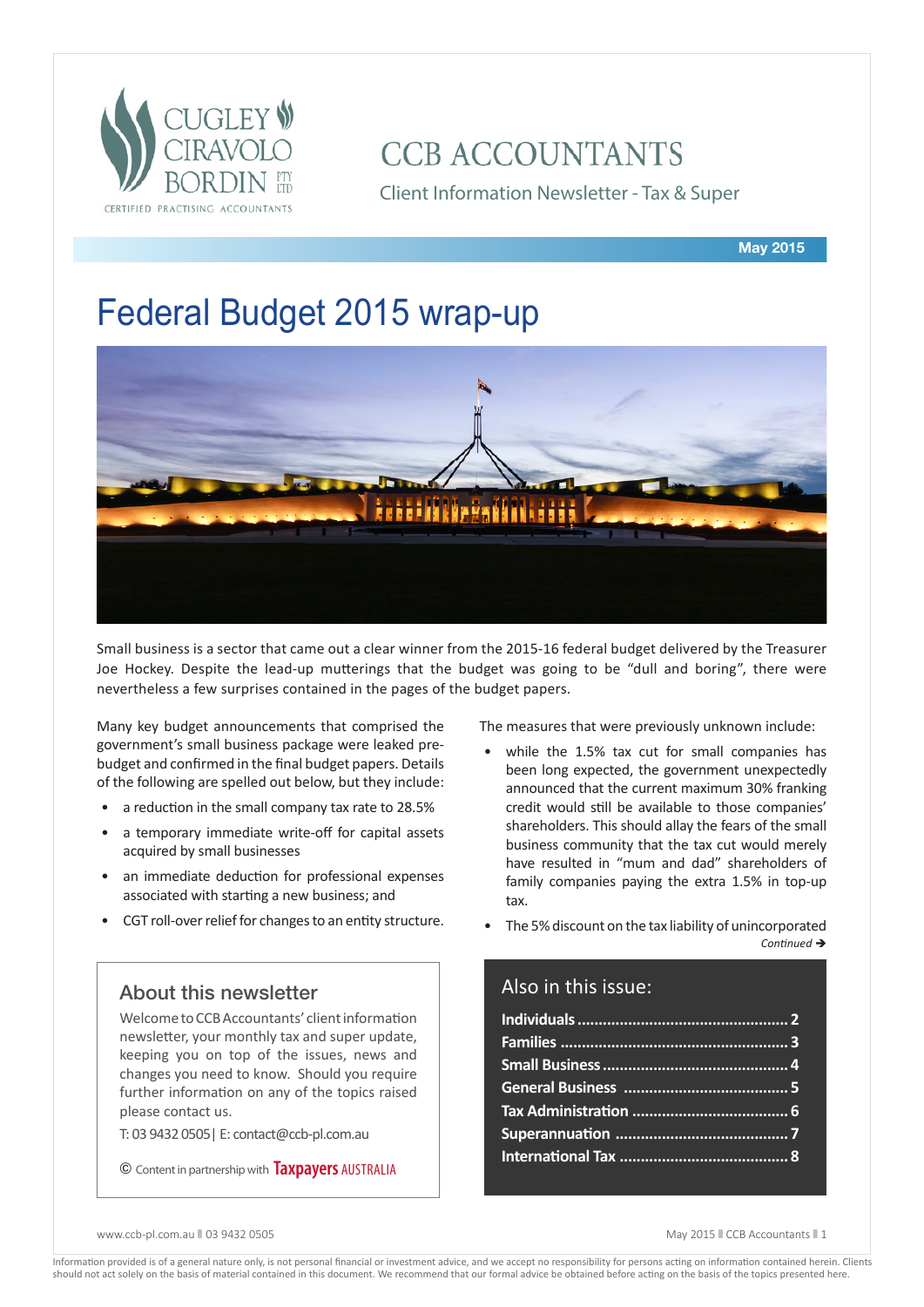# CCB ACCOUNTANTS

Client Information Newsletter - Tax & Super

**May 2015**

# Federal Budget 2015 wrap-up

Small business is a sector that came out a clear winner from the 2015-16 federal budget delivered by the Treasurer Joe Hockey. Despite the lead-up mutterings that the budget was going to be "dull and boring", there were nevertheless a few surprises contained in the pages of the budget papers.

Many key budget announcements that comprised the government's small business package were leaked pre-budget and confirmed in the final budget papers. Details of the following are spelled out below, but they include:

- a reduction in the small company tax rate to 28.5%
- a temporary immediate write-off for capital assets acquired by small businesses
- an immediate deduction for professional expenses associated with starting a new business; and
- CGT roll-over relief for changes to an entity structure.

The measures that were previously unknown include:

- while the 1.5% tax cut for small companies has been long expected, the government unexpectedly announced that the current maximum 30% franking credit would still be available to those companies' shareholders. This should allay the fears of the small business community that the tax cut would merely have resulted in "mum and dad" shareholders of family companies paying the extra 1.5% in top-up tax.
- The 5% discount on the tax liability of unincorporated

*Continued ➔*

## About this newsletter

Welcome to CCB Accountants' client information newsletter, your monthly tax and super update, keeping you on top of the issues, news and changes you need to know. Should you require further information on any of the topics raised please contact us.

T: 03 9432 0505| E: contact@ccb-pl.com.au

© Content in partnership with Taxpayers AUSTRALIA

## Also in this issue:

- **Individuals** ........ 2
- **Families** ........ 3
- **Small Business** ........ 4
- **General Business** ........ 5
- **Tax Administration** ........ 6
- **Superannuation** ........ 7
- **International Tax** ........ 8

Information provided is of a general nature only, is not personal financial or investment advice, and we accept no responsibility for persons acting on information contained herein. Clients should not act solely on the basis of material contained in this document. We recommend that our formal advice be obtained before acting on the basis of the topics presented here.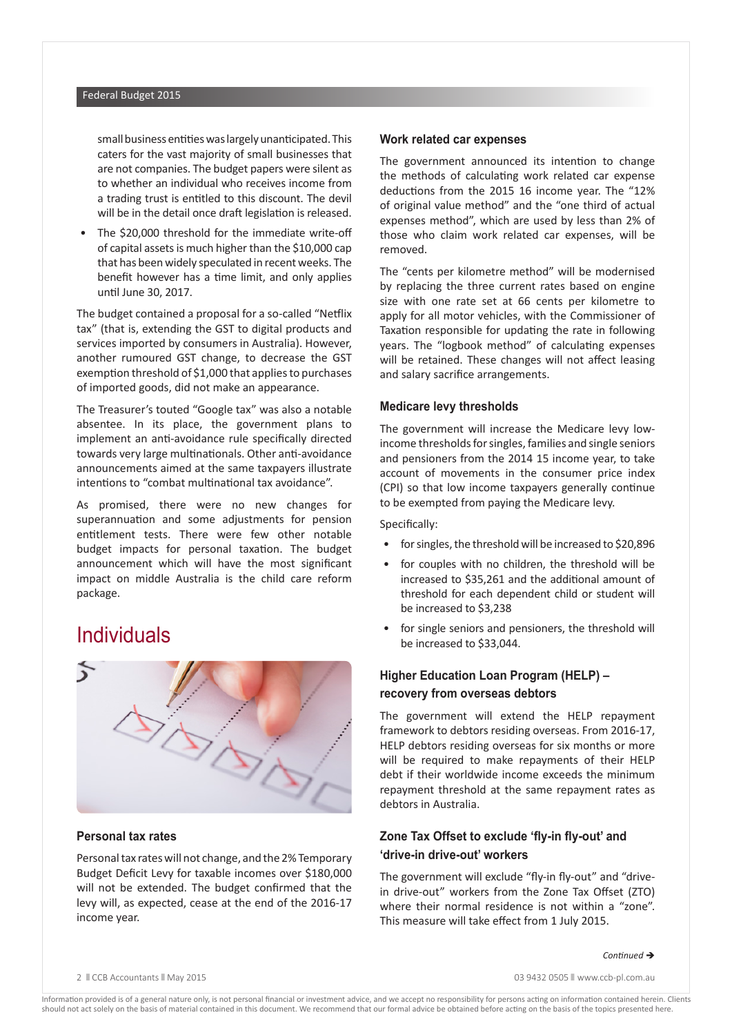small business entities was largely unanticipated. This caters for the vast majority of small businesses that are not companies. The budget papers were silent as to whether an individual who receives income from a trading trust is entitled to this discount. The devil will be in the detail once draft legislation is released.

- The $20,000 threshold for the immediate write-off of capital assets is much higher than the $10,000 cap that has been widely speculated in recent weeks. The benefit however has a time limit, and only applies until June 30, 2017.

The budget contained a proposal for a so-called "Netflix tax" (that is, extending the GST to digital products and services imported by consumers in Australia). However, another rumoured GST change, to decrease the GST exemption threshold of $1,000 that applies to purchases of imported goods, did not make an appearance.

The Treasurer's touted "Google tax" was also a notable absentee. In its place, the government plans to implement an anti-avoidance rule specifically directed towards very large multinationals. Other anti-avoidance announcements aimed at the same taxpayers illustrate intentions to "combat multinational tax avoidance".

As promised, there were no new changes for superannuation and some adjustments for pension entitlement tests. There were few other notable budget impacts for personal taxation. The budget announcement which will have the most significant impact on middle Australia is the child care reform package.

## Individuals

### Personal tax rates

Personal tax rates will not change, and the 2% Temporary Budget Deficit Levy for taxable incomes over $180,000 will not be extended. The budget confirmed that the levy will, as expected, cease at the end of the 2016-17 income year.

### Work related car expenses

The government announced its intention to change the methods of calculating work related car expense deductions from the 2015 16 income year. The "12% of original value method" and the "one third of actual expenses method", which are used by less than 2% of those who claim work related car expenses, will be removed.

The "cents per kilometre method" will be modernised by replacing the three current rates based on engine size with one rate set at 66 cents per kilometre to apply for all motor vehicles, with the Commissioner of Taxation responsible for updating the rate in following years. The "logbook method" of calculating expenses will be retained. These changes will not affect leasing and salary sacrifice arrangements.

### Medicare levy thresholds

The government will increase the Medicare levy low-income thresholds for singles, families and single seniors and pensioners from the 2014 15 income year, to take account of movements in the consumer price index (CPI) so that low income taxpayers generally continue to be exempted from paying the Medicare levy.

Specifically:

- for singles, the threshold will be increased to $20,896
- for couples with no children, the threshold will be increased to $35,261 and the additional amount of threshold for each dependent child or student will be increased to $3,238
- for single seniors and pensioners, the threshold will be increased to $33,044.

### Higher Education Loan Program (HELP) – recovery from overseas debtors

The government will extend the HELP repayment framework to debtors residing overseas. From 2016-17, HELP debtors residing overseas for six months or more will be required to make repayments of their HELP debt if their worldwide income exceeds the minimum repayment threshold at the same repayment rates as debtors in Australia.

### Zone Tax Offset to exclude 'fly-in fly-out' and 'drive-in drive-out' workers

The government will exclude "fly-in fly-out" and "drive-in drive-out" workers from the Zone Tax Offset (ZTO) where their normal residence is not within a "zone". This measure will take effect from 1 July 2015.

*Continued →*

Information provided is of a general nature only, is not personal financial or investment advice, and we accept no responsibility for persons acting on information contained herein. Clients should not act solely on the basis of material contained in this document. We recommend that our formal advice be obtained before acting on the basis of the topics presented here.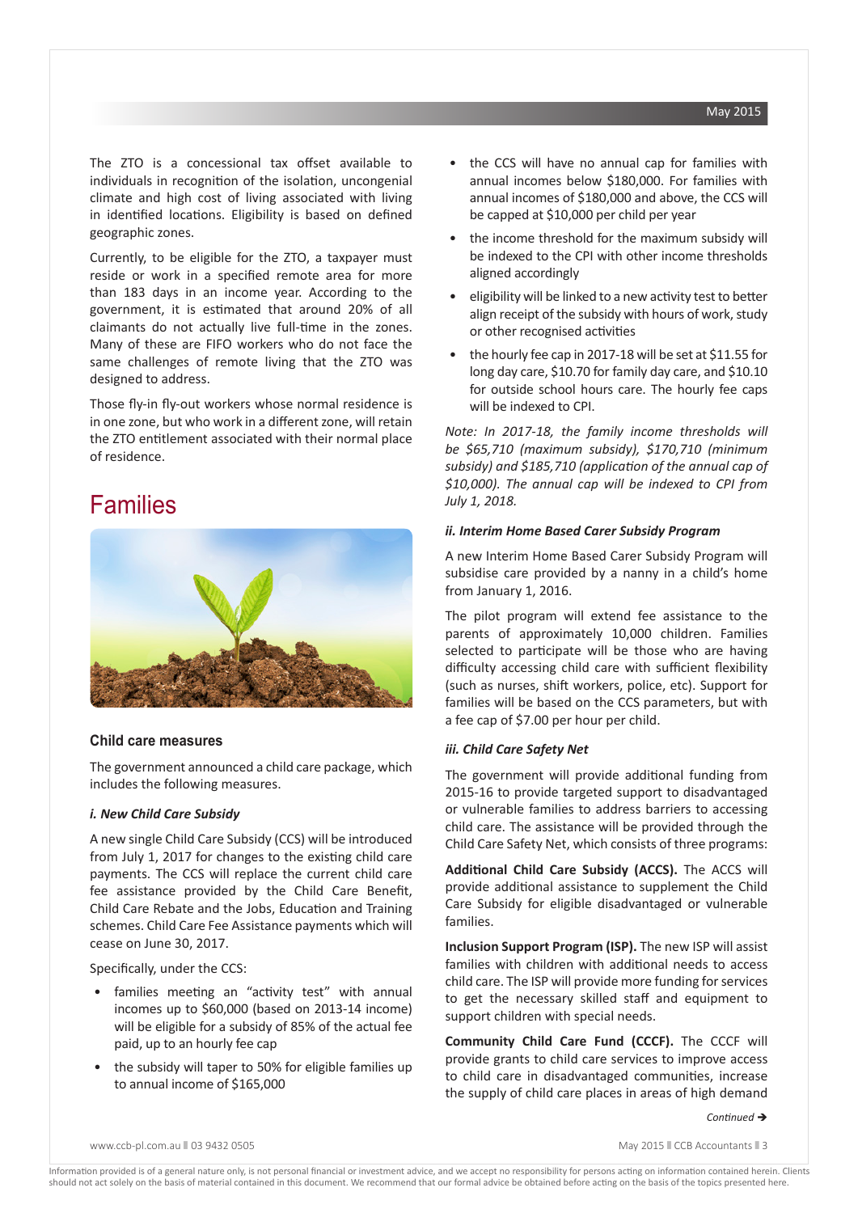The ZTO is a concessional tax offset available to individuals in recognition of the isolation, uncongenial climate and high cost of living associated with living in identified locations. Eligibility is based on defined geographic zones.

Currently, to be eligible for the ZTO, a taxpayer must reside or work in a specified remote area for more than 183 days in an income year. According to the government, it is estimated that around 20% of all claimants do not actually live full-time in the zones. Many of these are FIFO workers who do not face the same challenges of remote living that the ZTO was designed to address.

Those fly-in fly-out workers whose normal residence is in one zone, but who work in a different zone, will retain the ZTO entitlement associated with their normal place of residence.

# Families

### Child care measures

The government announced a child care package, which includes the following measures.

#### *i. New Child Care Subsidy*

A new single Child Care Subsidy (CCS) will be introduced from July 1, 2017 for changes to the existing child care payments. The CCS will replace the current child care fee assistance provided by the Child Care Benefit, Child Care Rebate and the Jobs, Education and Training schemes. Child Care Fee Assistance payments which will cease on June 30, 2017.

Specifically, under the CCS:

- families meeting an "activity test" with annual incomes up to $60,000 (based on 2013-14 income) will be eligible for a subsidy of 85% of the actual fee paid, up to an hourly fee cap
- the subsidy will taper to 50% for eligible families up to annual income of $165,000
- the CCS will have no annual cap for families with annual incomes below $180,000. For families with annual incomes of $180,000 and above, the CCS will be capped at $10,000 per child per year
- the income threshold for the maximum subsidy will be indexed to the CPI with other income thresholds aligned accordingly
- eligibility will be linked to a new activity test to better align receipt of the subsidy with hours of work, study or other recognised activities
- the hourly fee cap in 2017-18 will be set at $11.55 for long day care, $10.70 for family day care, and $10.10 for outside school hours care. The hourly fee caps will be indexed to CPI.

*Note: In 2017-18, the family income thresholds will be $65,710 (maximum subsidy), $170,710 (minimum subsidy) and $185,710 (application of the annual cap of $10,000). The annual cap will be indexed to CPI from July 1, 2018.*

#### *ii. Interim Home Based Carer Subsidy Program*

A new Interim Home Based Carer Subsidy Program will subsidise care provided by a nanny in a child's home from January 1, 2016.

The pilot program will extend fee assistance to the parents of approximately 10,000 children. Families selected to participate will be those who are having difficulty accessing child care with sufficient flexibility (such as nurses, shift workers, police, etc). Support for families will be based on the CCS parameters, but with a fee cap of $7.00 per hour per child.

#### *iii. Child Care Safety Net*

The government will provide additional funding from 2015-16 to provide targeted support to disadvantaged or vulnerable families to address barriers to accessing child care. The assistance will be provided through the Child Care Safety Net, which consists of three programs:

**Additional Child Care Subsidy (ACCS).** The ACCS will provide additional assistance to supplement the Child Care Subsidy for eligible disadvantaged or vulnerable families.

**Inclusion Support Program (ISP).** The new ISP will assist families with children with additional needs to access child care. The ISP will provide more funding for services to get the necessary skilled staff and equipment to support children with special needs.

**Community Child Care Fund (CCCF).** The CCCF will provide grants to child care services to improve access to child care in disadvantaged communities, increase the supply of child care places in areas of high demand

*Continued ➔*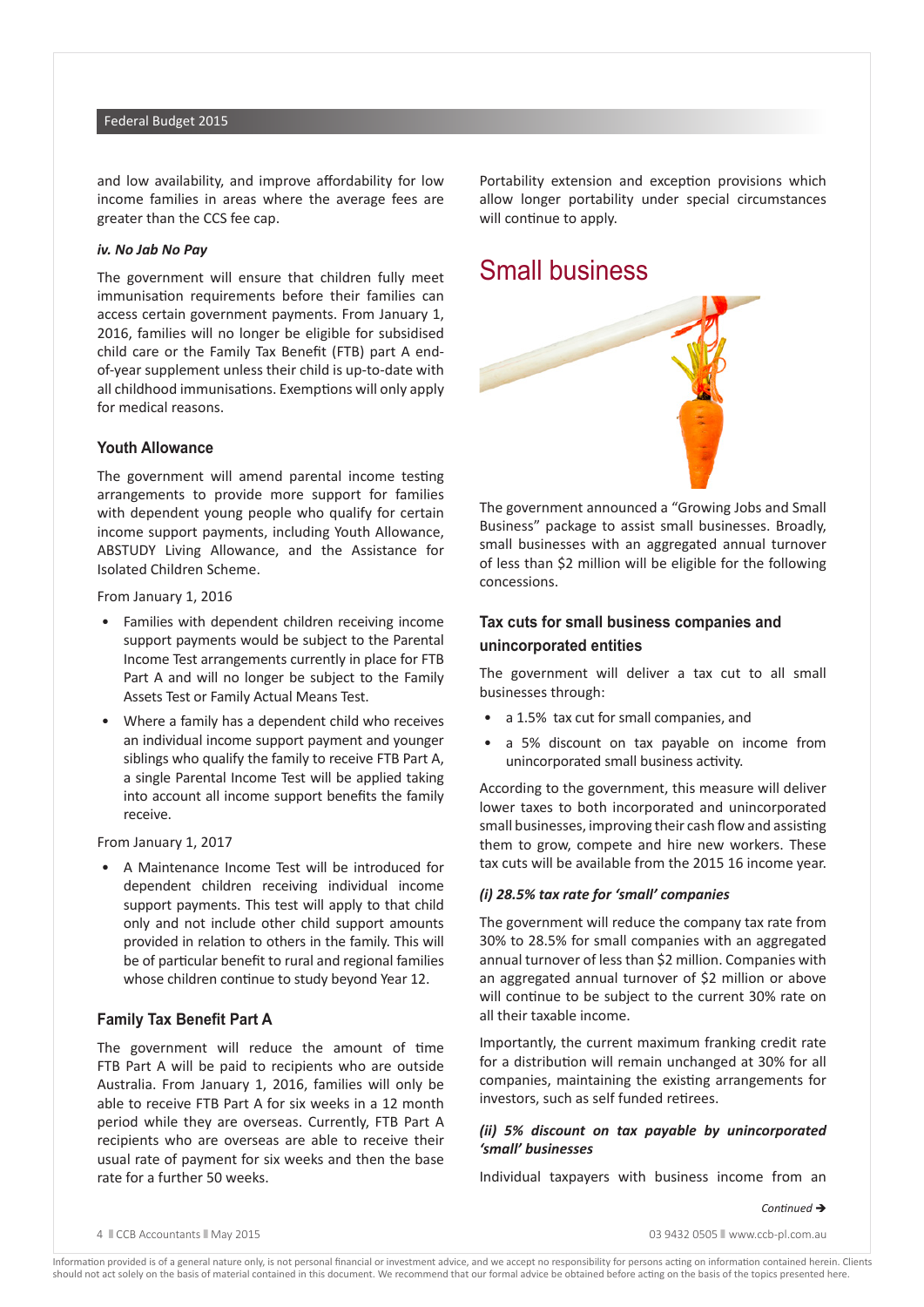and low availability, and improve affordability for low income families in areas where the average fees are greater than the CCS fee cap.

***iv. No Jab No Pay***

The government will ensure that children fully meet immunisation requirements before their families can access certain government payments. From January 1, 2016, families will no longer be eligible for subsidised child care or the Family Tax Benefit (FTB) part A end-of-year supplement unless their child is up-to-date with all childhood immunisations. Exemptions will only apply for medical reasons.

### Youth Allowance

The government will amend parental income testing arrangements to provide more support for families with dependent young people who qualify for certain income support payments, including Youth Allowance, ABSTUDY Living Allowance, and the Assistance for Isolated Children Scheme.

From January 1, 2016

- Families with dependent children receiving income support payments would be subject to the Parental Income Test arrangements currently in place for FTB Part A and will no longer be subject to the Family Assets Test or Family Actual Means Test.
- Where a family has a dependent child who receives an individual income support payment and younger siblings who qualify the family to receive FTB Part A, a single Parental Income Test will be applied taking into account all income support benefits the family receive.

From January 1, 2017

- A Maintenance Income Test will be introduced for dependent children receiving individual income support payments. This test will apply to that child only and not include other child support amounts provided in relation to others in the family. This will be of particular benefit to rural and regional families whose children continue to study beyond Year 12.

### Family Tax Benefit Part A

The government will reduce the amount of time FTB Part A will be paid to recipients who are outside Australia. From January 1, 2016, families will only be able to receive FTB Part A for six weeks in a 12 month period while they are overseas. Currently, FTB Part A recipients who are overseas are able to receive their usual rate of payment for six weeks and then the base rate for a further 50 weeks.

Portability extension and exception provisions which allow longer portability under special circumstances will continue to apply.

## Small business

The government announced a "Growing Jobs and Small Business" package to assist small businesses. Broadly, small businesses with an aggregated annual turnover of less than $2 million will be eligible for the following concessions.

### Tax cuts for small business companies and unincorporated entities

The government will deliver a tax cut to all small businesses through:

- a 1.5% tax cut for small companies, and
- a 5% discount on tax payable on income from unincorporated small business activity.

According to the government, this measure will deliver lower taxes to both incorporated and unincorporated small businesses, improving their cash flow and assisting them to grow, compete and hire new workers. These tax cuts will be available from the 2015 16 income year.

***(i) 28.5% tax rate for 'small' companies***

The government will reduce the company tax rate from 30% to 28.5% for small companies with an aggregated annual turnover of less than $2 million. Companies with an aggregated annual turnover of $2 million or above will continue to be subject to the current 30% rate on all their taxable income.

Importantly, the current maximum franking credit rate for a distribution will remain unchanged at 30% for all companies, maintaining the existing arrangements for investors, such as self funded retirees.

***(ii) 5% discount on tax payable by unincorporated 'small' businesses***

Individual taxpayers with business income from an

*Continued ➔*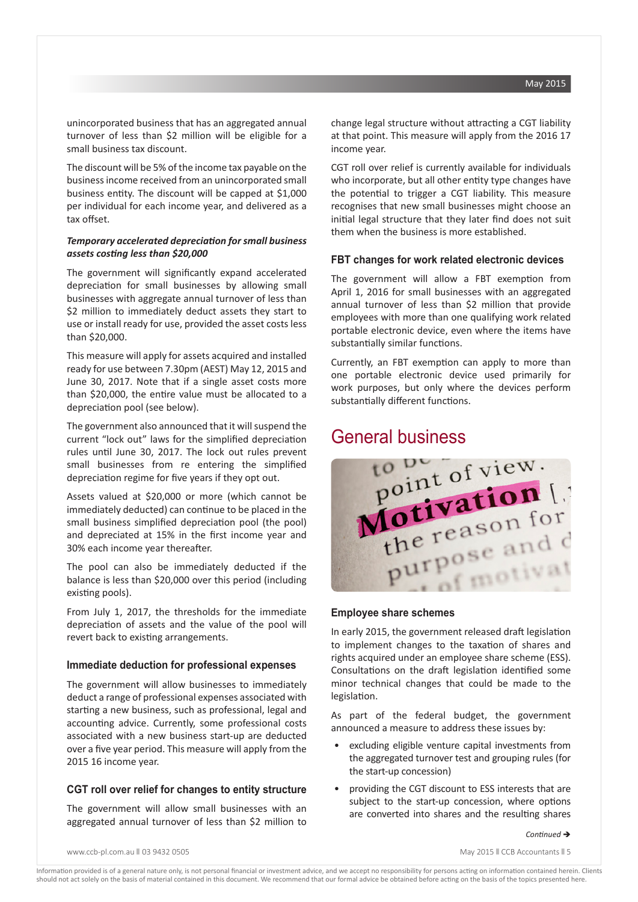unincorporated business that has an aggregated annual turnover of less than $2 million will be eligible for a small business tax discount.

The discount will be 5% of the income tax payable on the business income received from an unincorporated small business entity. The discount will be capped at $1,000 per individual for each income year, and delivered as a tax offset.

***Temporary accelerated depreciation for small business assets costing less than $20,000***

The government will significantly expand accelerated depreciation for small businesses by allowing small businesses with aggregate annual turnover of less than $2 million to immediately deduct assets they start to use or install ready for use, provided the asset costs less than $20,000.

This measure will apply for assets acquired and installed ready for use between 7.30pm (AEST) May 12, 2015 and June 30, 2017. Note that if a single asset costs more than $20,000, the entire value must be allocated to a depreciation pool (see below).

The government also announced that it will suspend the current "lock out" laws for the simplified depreciation rules until June 30, 2017. The lock out rules prevent small businesses from re entering the simplified depreciation regime for five years if they opt out.

Assets valued at $20,000 or more (which cannot be immediately deducted) can continue to be placed in the small business simplified depreciation pool (the pool) and depreciated at 15% in the first income year and 30% each income year thereafter.

The pool can also be immediately deducted if the balance is less than $20,000 over this period (including existing pools).

From July 1, 2017, the thresholds for the immediate depreciation of assets and the value of the pool will revert back to existing arrangements.

### Immediate deduction for professional expenses

The government will allow businesses to immediately deduct a range of professional expenses associated with starting a new business, such as professional, legal and accounting advice. Currently, some professional costs associated with a new business start-up are deducted over a five year period. This measure will apply from the 2015 16 income year.

### CGT roll over relief for changes to entity structure

The government will allow small businesses with an aggregated annual turnover of less than $2 million to change legal structure without attracting a CGT liability at that point. This measure will apply from the 2016 17 income year.

CGT roll over relief is currently available for individuals who incorporate, but all other entity type changes have the potential to trigger a CGT liability. This measure recognises that new small businesses might choose an initial legal structure that they later find does not suit them when the business is more established.

### FBT changes for work related electronic devices

The government will allow a FBT exemption from April 1, 2016 for small businesses with an aggregated annual turnover of less than $2 million that provide employees with more than one qualifying work related portable electronic device, even where the items have substantially similar functions.

Currently, an FBT exemption can apply to more than one portable electronic device used primarily for work purposes, but only where the devices perform substantially different functions.

## General business

### Employee share schemes

In early 2015, the government released draft legislation to implement changes to the taxation of shares and rights acquired under an employee share scheme (ESS). Consultations on the draft legislation identified some minor technical changes that could be made to the legislation.

As part of the federal budget, the government announced a measure to address these issues by:

- excluding eligible venture capital investments from the aggregated turnover test and grouping rules (for the start-up concession)
- providing the CGT discount to ESS interests that are subject to the start-up concession, where options are converted into shares and the resulting shares

*Continued →*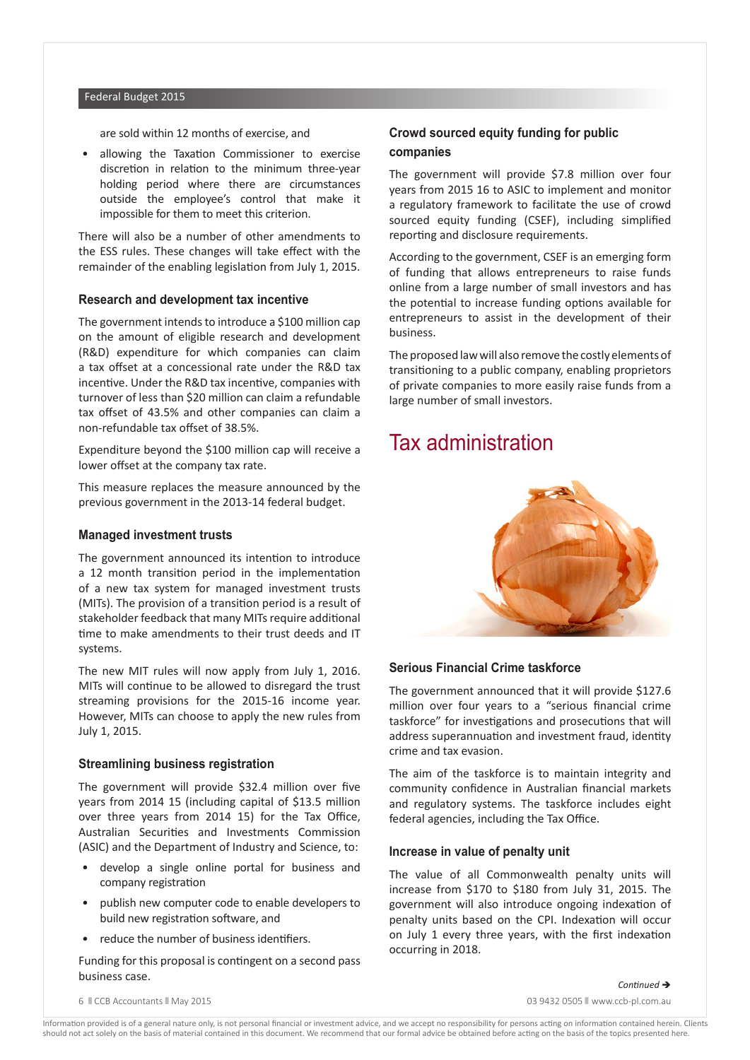are sold within 12 months of exercise, and

- allowing the Taxation Commissioner to exercise discretion in relation to the minimum three-year holding period where there are circumstances outside the employee's control that make it impossible for them to meet this criterion.

There will also be a number of other amendments to the ESS rules. These changes will take effect with the remainder of the enabling legislation from July 1, 2015.

### Research and development tax incentive

The government intends to introduce a $100 million cap on the amount of eligible research and development (R&D) expenditure for which companies can claim a tax offset at a concessional rate under the R&D tax incentive. Under the R&D tax incentive, companies with turnover of less than $20 million can claim a refundable tax offset of 43.5% and other companies can claim a non-refundable tax offset of 38.5%.

Expenditure beyond the $100 million cap will receive a lower offset at the company tax rate.

This measure replaces the measure announced by the previous government in the 2013-14 federal budget.

### Managed investment trusts

The government announced its intention to introduce a 12 month transition period in the implementation of a new tax system for managed investment trusts (MITs). The provision of a transition period is a result of stakeholder feedback that many MITs require additional time to make amendments to their trust deeds and IT systems.

The new MIT rules will now apply from July 1, 2016. MITs will continue to be allowed to disregard the trust streaming provisions for the 2015-16 income year. However, MITs can choose to apply the new rules from July 1, 2015.

### Streamlining business registration

The government will provide $32.4 million over five years from 2014 15 (including capital of $13.5 million over three years from 2014 15) for the Tax Office, Australian Securities and Investments Commission (ASIC) and the Department of Industry and Science, to:

- develop a single online portal for business and company registration
- publish new computer code to enable developers to build new registration software, and
- reduce the number of business identifiers.

Funding for this proposal is contingent on a second pass business case.

### Crowd sourced equity funding for public companies

The government will provide $7.8 million over four years from 2015 16 to ASIC to implement and monitor a regulatory framework to facilitate the use of crowd sourced equity funding (CSEF), including simplified reporting and disclosure requirements.

According to the government, CSEF is an emerging form of funding that allows entrepreneurs to raise funds online from a large number of small investors and has the potential to increase funding options available for entrepreneurs to assist in the development of their business.

The proposed law will also remove the costly elements of transitioning to a public company, enabling proprietors of private companies to more easily raise funds from a large number of small investors.

## Tax administration

### Serious Financial Crime taskforce

The government announced that it will provide $127.6 million over four years to a "serious financial crime taskforce" for investigations and prosecutions that will address superannuation and investment fraud, identity crime and tax evasion.

The aim of the taskforce is to maintain integrity and community confidence in Australian financial markets and regulatory systems. The taskforce includes eight federal agencies, including the Tax Office.

### Increase in value of penalty unit

The value of all Commonwealth penalty units will increase from $170 to $180 from July 31, 2015. The government will also introduce ongoing indexation of penalty units based on the CPI. Indexation will occur on July 1 every three years, with the first indexation occurring in 2018.

*Continued ➔*

Information provided is of a general nature only, is not personal financial or investment advice, and we accept no responsibility for persons acting on information contained herein. Clients should not act solely on the basis of material contained in this document. We recommend that our formal advice be obtained before acting on the basis of the topics presented here.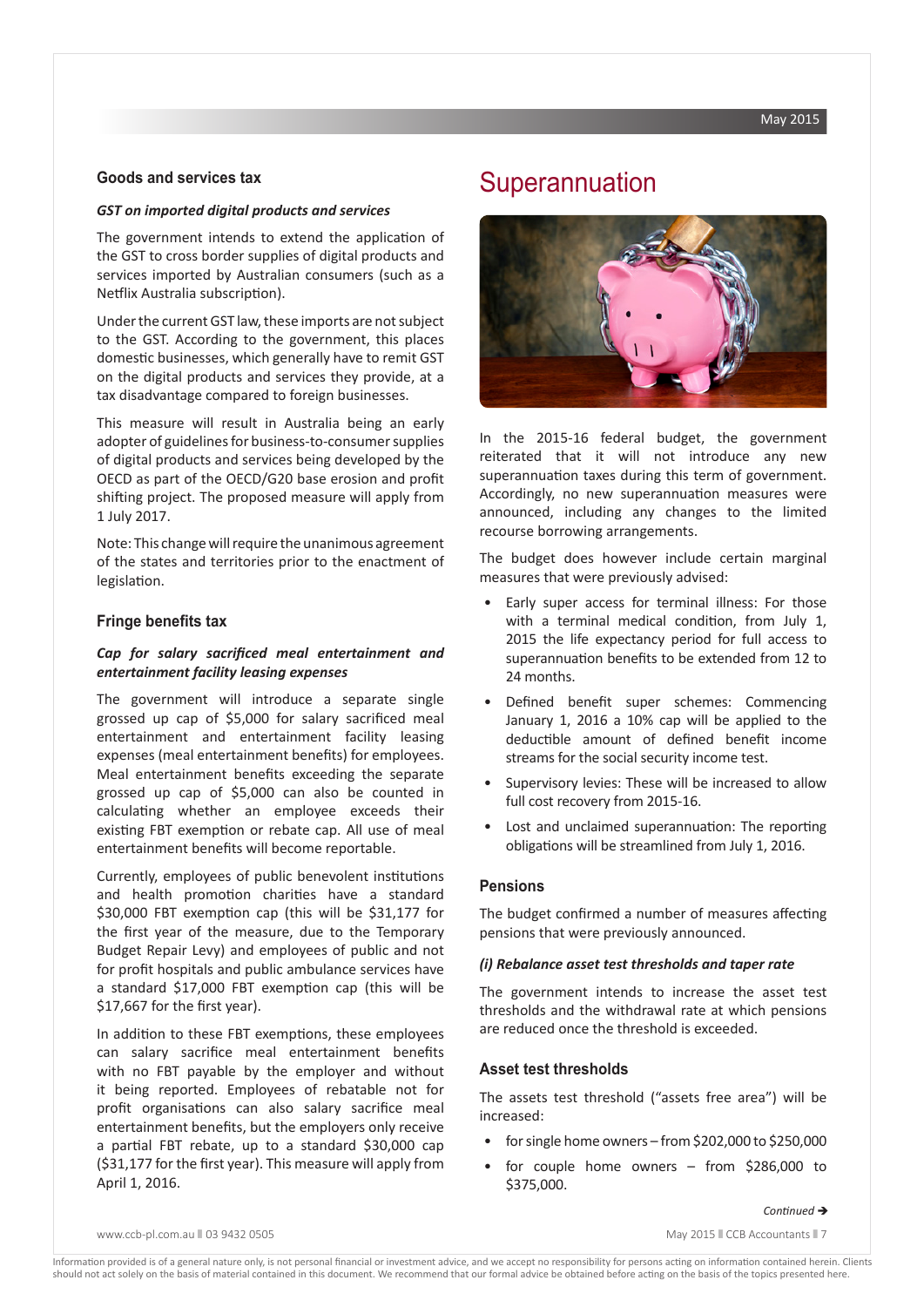## Goods and services tax

***GST on imported digital products and services***

The government intends to extend the application of the GST to cross border supplies of digital products and services imported by Australian consumers (such as a Netflix Australia subscription).

Under the current GST law, these imports are not subject to the GST. According to the government, this places domestic businesses, which generally have to remit GST on the digital products and services they provide, at a tax disadvantage compared to foreign businesses.

This measure will result in Australia being an early adopter of guidelines for business-to-consumer supplies of digital products and services being developed by the OECD as part of the OECD/G20 base erosion and profit shifting project. The proposed measure will apply from 1 July 2017.

Note: This change will require the unanimous agreement of the states and territories prior to the enactment of legislation.

## Fringe benefits tax

***Cap for salary sacrificed meal entertainment and entertainment facility leasing expenses***

The government will introduce a separate single grossed up cap of $5,000 for salary sacrificed meal entertainment and entertainment facility leasing expenses (meal entertainment benefits) for employees. Meal entertainment benefits exceeding the separate grossed up cap of $5,000 can also be counted in calculating whether an employee exceeds their existing FBT exemption or rebate cap. All use of meal entertainment benefits will become reportable.

Currently, employees of public benevolent institutions and health promotion charities have a standard $30,000 FBT exemption cap (this will be $31,177 for the first year of the measure, due to the Temporary Budget Repair Levy) and employees of public and not for profit hospitals and public ambulance services have a standard $17,000 FBT exemption cap (this will be $17,667 for the first year).

In addition to these FBT exemptions, these employees can salary sacrifice meal entertainment benefits with no FBT payable by the employer and without it being reported. Employees of rebatable not for profit organisations can also salary sacrifice meal entertainment benefits, but the employers only receive a partial FBT rebate, up to a standard $30,000 cap ($31,177 for the first year). This measure will apply from April 1, 2016.

# Superannuation

In the 2015-16 federal budget, the government reiterated that it will not introduce any new superannuation taxes during this term of government. Accordingly, no new superannuation measures were announced, including any changes to the limited recourse borrowing arrangements.

The budget does however include certain marginal measures that were previously advised:

- Early super access for terminal illness: For those with a terminal medical condition, from July 1, 2015 the life expectancy period for full access to superannuation benefits to be extended from 12 to 24 months.
- Defined benefit super schemes: Commencing January 1, 2016 a 10% cap will be applied to the deductible amount of defined benefit income streams for the social security income test.
- Supervisory levies: These will be increased to allow full cost recovery from 2015-16.
- Lost and unclaimed superannuation: The reporting obligations will be streamlined from July 1, 2016.

## Pensions

The budget confirmed a number of measures affecting pensions that were previously announced.

***(i) Rebalance asset test thresholds and taper rate***

The government intends to increase the asset test thresholds and the withdrawal rate at which pensions are reduced once the threshold is exceeded.

## Asset test thresholds

The assets test threshold ("assets free area") will be increased:

- for single home owners – from $202,000 to $250,000
- for couple home owners – from $286,000 to $375,000.

*Continued* ➔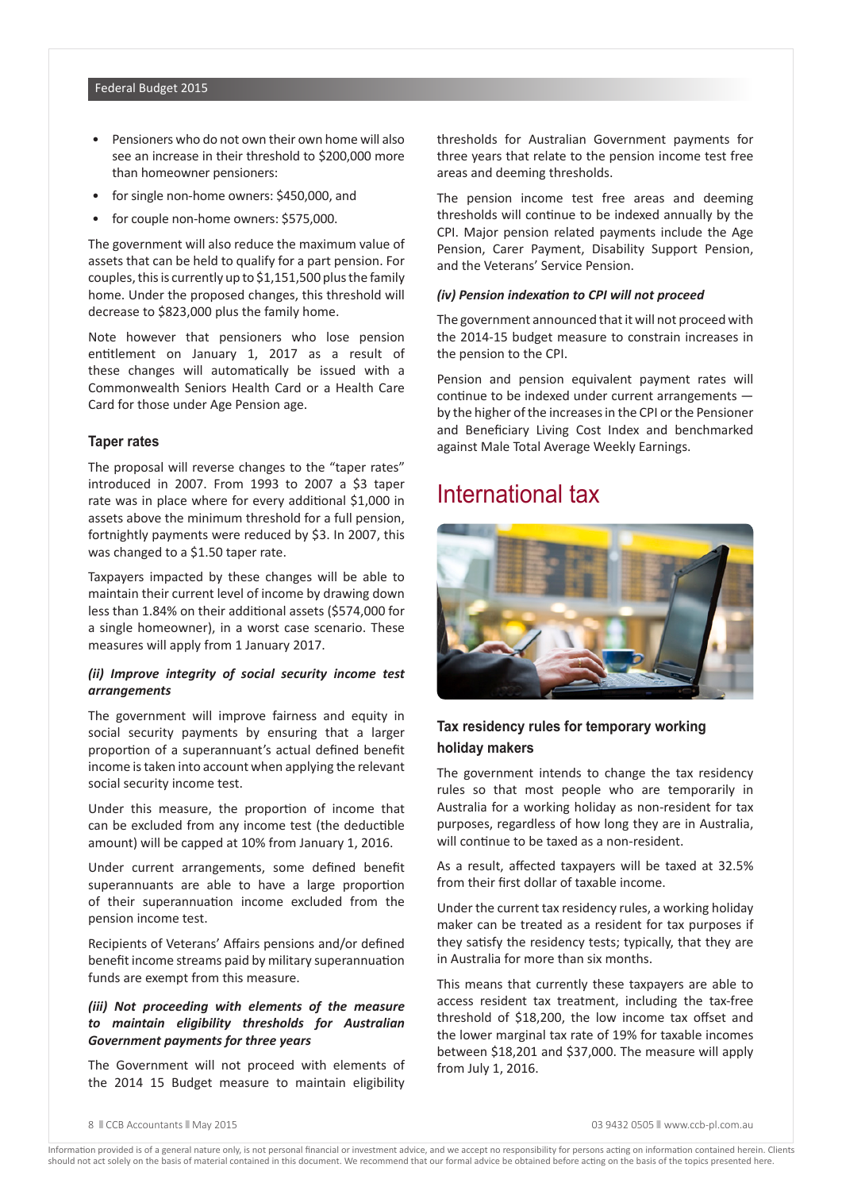- Pensioners who do not own their own home will also see an increase in their threshold to $200,000 more than homeowner pensioners:
- for single non-home owners: $450,000, and
- for couple non-home owners: $575,000.

The government will also reduce the maximum value of assets that can be held to qualify for a part pension. For couples, this is currently up to $1,151,500 plus the family home. Under the proposed changes, this threshold will decrease to $823,000 plus the family home.

Note however that pensioners who lose pension entitlement on January 1, 2017 as a result of these changes will automatically be issued with a Commonwealth Seniors Health Card or a Health Care Card for those under Age Pension age.

### Taper rates

The proposal will reverse changes to the "taper rates" introduced in 2007. From 1993 to 2007 a $3 taper rate was in place where for every additional $1,000 in assets above the minimum threshold for a full pension, fortnightly payments were reduced by $3. In 2007, this was changed to a $1.50 taper rate.

Taxpayers impacted by these changes will be able to maintain their current level of income by drawing down less than 1.84% on their additional assets ($574,000 for a single homeowner), in a worst case scenario. These measures will apply from 1 January 2017.

***(ii) Improve integrity of social security income test arrangements***

The government will improve fairness and equity in social security payments by ensuring that a larger proportion of a superannuant's actual defined benefit income is taken into account when applying the relevant social security income test.

Under this measure, the proportion of income that can be excluded from any income test (the deductible amount) will be capped at 10% from January 1, 2016.

Under current arrangements, some defined benefit superannuants are able to have a large proportion of their superannuation income excluded from the pension income test.

Recipients of Veterans' Affairs pensions and/or defined benefit income streams paid by military superannuation funds are exempt from this measure.

***(iii) Not proceeding with elements of the measure to maintain eligibility thresholds for Australian Government payments for three years***

The Government will not proceed with elements of the 2014 15 Budget measure to maintain eligibility thresholds for Australian Government payments for three years that relate to the pension income test free areas and deeming thresholds.

The pension income test free areas and deeming thresholds will continue to be indexed annually by the CPI. Major pension related payments include the Age Pension, Carer Payment, Disability Support Pension, and the Veterans' Service Pension.

***(iv) Pension indexation to CPI will not proceed***

The government announced that it will not proceed with the 2014-15 budget measure to constrain increases in the pension to the CPI.

Pension and pension equivalent payment rates will continue to be indexed under current arrangements — by the higher of the increases in the CPI or the Pensioner and Beneficiary Living Cost Index and benchmarked against Male Total Average Weekly Earnings.

## International tax

### Tax residency rules for temporary working holiday makers

The government intends to change the tax residency rules so that most people who are temporarily in Australia for a working holiday as non-resident for tax purposes, regardless of how long they are in Australia, will continue to be taxed as a non-resident.

As a result, affected taxpayers will be taxed at 32.5% from their first dollar of taxable income.

Under the current tax residency rules, a working holiday maker can be treated as a resident for tax purposes if they satisfy the residency tests; typically, that they are in Australia for more than six months.

This means that currently these taxpayers are able to access resident tax treatment, including the tax-free threshold of $18,200, the low income tax offset and the lower marginal tax rate of 19% for taxable incomes between $18,201 and $37,000. The measure will apply from July 1, 2016.

Information provided is of a general nature only, is not personal financial or investment advice, and we accept no responsibility for persons acting on information contained herein. Clients should not act solely on the basis of material contained in this document. We recommend that our formal advice be obtained before acting on the basis of the topics presented here.